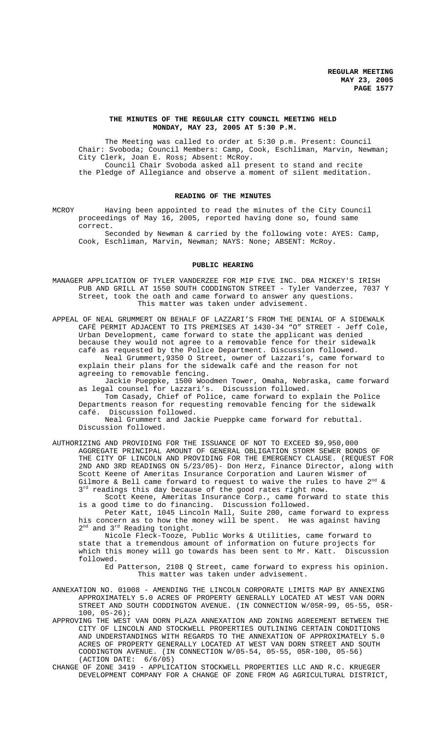# THE MINUTES OF THE REGULAR CITY COUNCIL MEETING HELD MONDAY, MAY 23, 2005 AT 5:30 P.M.

The Meeting was called to order at 5:30 p.m. Present: Council Chair: Svoboda; Council Members: Camp, Cook, Eschliman, Marvin, Newman; City Clerk, Joan E. Ross; Absent: McRoy.

Council Chair Svoboda asked all present to stand and recite the Pledge of Allegiance and observe a moment of silent meditation.

## READING OF THE MINUTES

MCROY Having been appointed to read the minutes of the City Council proceedings of May 16, 2005, reported having done so, found same correct.

Seconded by Newman & carried by the following vote: AYES: Camp, Cook, Eschliman, Marvin, Newman; NAYS: None; ABSENT: McRoy.

## PUBLIC HEARING

MANAGER APPLICATION OF TYLER VANDERZEE FOR MIP FIVE INC. DBA MICKEY'S IRISH PUB AND GRILL AT 1550 SOUTH CODDINGTON STREET - Tyler Vanderzee, 7037 Y Street, took the oath and came forward to answer any questions.

This matter was taken under advisement.

APPEAL OF NEAL GRUMMERT ON BEHALF OF LAZZARI'S FROM THE DENIAL OF A SIDEWALK CAFÉ PERMIT ADJACENT TO ITS PREMISES AT 1430-34 "O" STREET - Jeff Cole, Urban Development, came forward to state the applicant was denied because they would not agree to a removable fence for their sidewalk café as requested by the Police Department. Discussion followed.

Neal Grummert,9350 O Street, owner of Lazzari's, came forward to explain their plans for the sidewalk café and the reason for not agreeing to removable fencing.

Jackie Pueppke, 1500 Woodmen Tower, Omaha, Nebraska, came forward as legal counsel for Lazzari's. Discussion followed.

Tom Casady, Chief of Police, came forward to explain the Police Departments reason for requesting removable fencing for the sidewalk café. Discussion followed.

Neal Grummert and Jackie Pueppke came forward for rebuttal. Discussion followed.

AUTHORIZING AND PROVIDING FOR THE ISSUANCE OF NOT TO EXCEED $9,950,000 AGGREGATE PRINCIPAL AMOUNT OF GENERAL OBLIGATION STORM SEWER BONDS OF THE CITY OF LINCOLN AND PROVIDING FOR THE EMERGENCY CLAUSE. (REQUEST FOR 2ND AND 3RD READINGS ON 5/23/05)- Don Herz, Finance Director, along with Scott Keene of Ameritas Insurance Corporation and Lauren Wismer of Gilmore & Bell came forward to request to waive the rules to have 2nd & 3rd readings this day because of the good rates right now.

Scott Keene, Ameritas Insurance Corp., came forward to state this is a good time to do financing. Discussion followed.

Peter Katt, 1045 Lincoln Mall, Suite 200, came forward to express his concern as to how the money will be spent. He was against having 2nd and 3rd Reading tonight.

Nicole Fleck-Tooze, Public Works & Utilities, came forward to state that a tremendous amount of information on future projects for which this money will go towards has been sent to Mr. Katt. Discussion followed.

Ed Patterson, 2108 Q Street, came forward to express his opinion.

This matter was taken under advisement.

ANNEXATION NO. 01008 - AMENDING THE LINCOLN CORPORATE LIMITS MAP BY ANNEXING APPROXIMATELY 5.0 ACRES OF PROPERTY GENERALLY LOCATED AT WEST VAN DORN STREET AND SOUTH CODDINGTON AVENUE. (IN CONNECTION W/05R-99, 05-55, 05R-100, 05-26);

APPROVING THE WEST VAN DORN PLAZA ANNEXATION AND ZONING AGREEMENT BETWEEN THE CITY OF LINCOLN AND STOCKWELL PROPERTIES OUTLINING CERTAIN CONDITIONS AND UNDERSTANDINGS WITH REGARDS TO THE ANNEXATION OF APPROXIMATELY 5.0 ACRES OF PROPERTY GENERALLY LOCATED AT WEST VAN DORN STREET AND SOUTH CODDINGTON AVENUE. (IN CONNECTION W/05-54, 05-55, 05R-100, 05-56) (ACTION DATE: 6/6/05)

CHANGE OF ZONE 3419 - APPLICATION STOCKWELL PROPERTIES LLC AND R.C. KRUEGER DEVELOPMENT COMPANY FOR A CHANGE OF ZONE FROM AG AGRICULTURAL DISTRICT,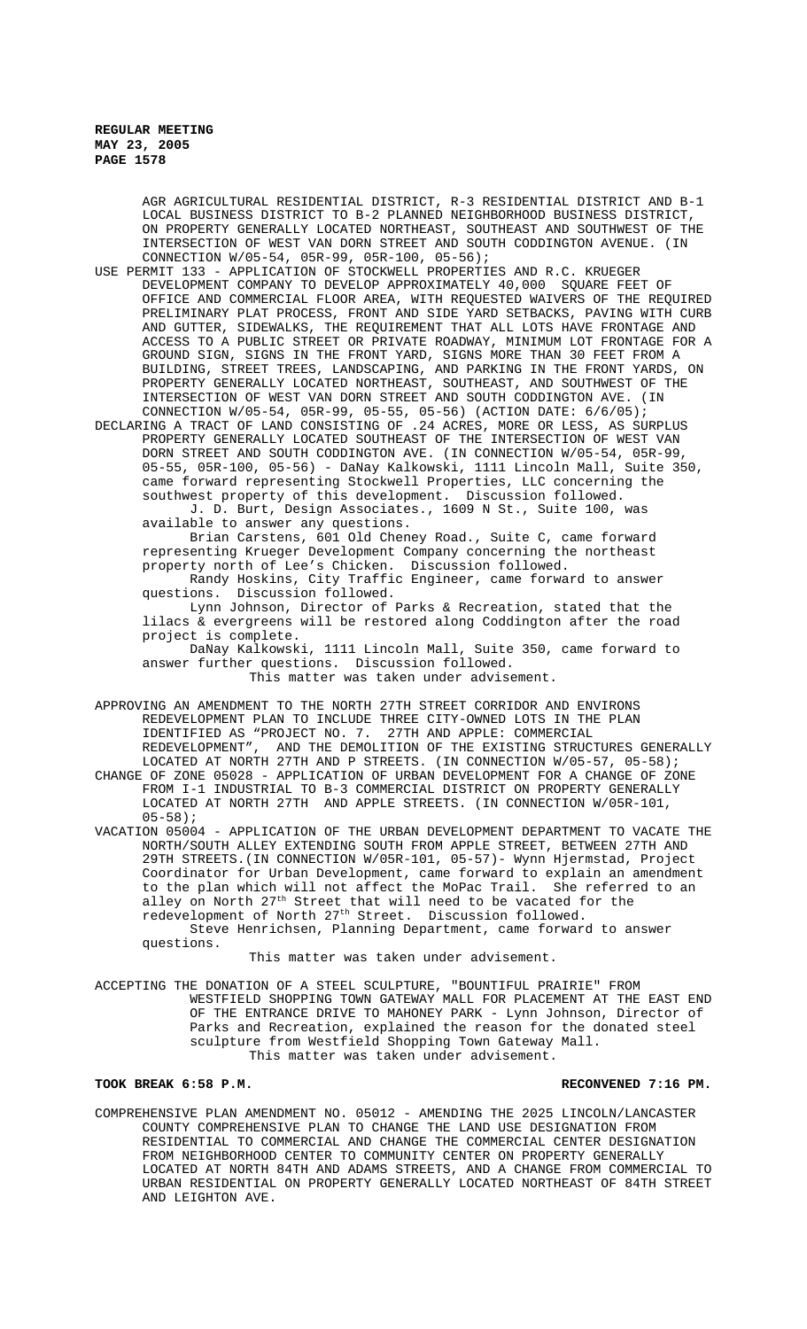AGR AGRICULTURAL RESIDENTIAL DISTRICT, R-3 RESIDENTIAL DISTRICT AND B-1 LOCAL BUSINESS DISTRICT TO B-2 PLANNED NEIGHBORHOOD BUSINESS DISTRICT, ON PROPERTY GENERALLY LOCATED NORTHEAST, SOUTHEAST AND SOUTHWEST OF THE INTERSECTION OF WEST VAN DORN STREET AND SOUTH CODDINGTON AVENUE. (IN CONNECTION W/05-54, 05R-99, 05R-100, 05-56);

USE PERMIT 133 - APPLICATION OF STOCKWELL PROPERTIES AND R.C. KRUEGER DEVELOPMENT COMPANY TO DEVELOP APPROXIMATELY 40,000 SQUARE FEET OF OFFICE AND COMMERCIAL FLOOR AREA, WITH REQUESTED WAIVERS OF THE REQUIRED PRELIMINARY PLAT PROCESS, FRONT AND SIDE YARD SETBACKS, PAVING WITH CURB AND GUTTER, SIDEWALKS, THE REQUIREMENT THAT ALL LOTS HAVE FRONTAGE AND ACCESS TO A PUBLIC STREET OR PRIVATE ROADWAY, MINIMUM LOT FRONTAGE FOR A GROUND SIGN, SIGNS IN THE FRONT YARD, SIGNS MORE THAN 30 FEET FROM A BUILDING, STREET TREES, LANDSCAPING, AND PARKING IN THE FRONT YARDS, ON PROPERTY GENERALLY LOCATED NORTHEAST, SOUTHEAST, AND SOUTHWEST OF THE INTERSECTION OF WEST VAN DORN STREET AND SOUTH CODDINGTON AVE. (IN CONNECTION W/05-54, 05R-99, 05-55, 05-56) (ACTION DATE: 6/6/05);

DECLARING A TRACT OF LAND CONSISTING OF .24 ACRES, MORE OR LESS, AS SURPLUS PROPERTY GENERALLY LOCATED SOUTHEAST OF THE INTERSECTION OF WEST VAN DORN STREET AND SOUTH CODDINGTON AVE. (IN CONNECTION W/05-54, 05R-99, 05-55, 05R-100, 05-56) - DaNay Kalkowski, 1111 Lincoln Mall, Suite 350, came forward representing Stockwell Properties, LLC concerning the southwest property of this development. Discussion followed.

J. D. Burt, Design Associates., 1609 N St., Suite 100, was available to answer any questions.

Brian Carstens, 601 Old Cheney Road., Suite C, came forward representing Krueger Development Company concerning the northeast property north of Lee's Chicken. Discussion followed.

Randy Hoskins, City Traffic Engineer, came forward to answer questions. Discussion followed.

Lynn Johnson, Director of Parks & Recreation, stated that the lilacs & evergreens will be restored along Coddington after the road project is complete.

DaNay Kalkowski, 1111 Lincoln Mall, Suite 350, came forward to answer further questions. Discussion followed.

This matter was taken under advisement.

APPROVING AN AMENDMENT TO THE NORTH 27TH STREET CORRIDOR AND ENVIRONS REDEVELOPMENT PLAN TO INCLUDE THREE CITY-OWNED LOTS IN THE PLAN IDENTIFIED AS "PROJECT NO. 7. 27TH AND APPLE: COMMERCIAL REDEVELOPMENT", AND THE DEMOLITION OF THE EXISTING STRUCTURES GENERALLY LOCATED AT NORTH 27TH AND P STREETS. (IN CONNECTION W/05-57, 05-58);

CHANGE OF ZONE 05028 - APPLICATION OF URBAN DEVELOPMENT FOR A CHANGE OF ZONE FROM I-1 INDUSTRIAL TO B-3 COMMERCIAL DISTRICT ON PROPERTY GENERALLY LOCATED AT NORTH 27TH AND APPLE STREETS. (IN CONNECTION W/05R-101, 05-58);

VACATION 05004 - APPLICATION OF THE URBAN DEVELOPMENT DEPARTMENT TO VACATE THE NORTH/SOUTH ALLEY EXTENDING SOUTH FROM APPLE STREET, BETWEEN 27TH AND 29TH STREETS.(IN CONNECTION W/05R-101, 05-57)- Wynn Hjermstad, Project Coordinator for Urban Development, came forward to explain an amendment to the plan which will not affect the MoPac Trail. She referred to an alley on North 27th Street that will need to be vacated for the redevelopment of North 27th Street. Discussion followed.

Steve Henrichsen, Planning Department, came forward to answer questions.

This matter was taken under advisement.

ACCEPTING THE DONATION OF A STEEL SCULPTURE, "BOUNTIFUL PRAIRIE" FROM WESTFIELD SHOPPING TOWN GATEWAY MALL FOR PLACEMENT AT THE EAST END OF THE ENTRANCE DRIVE TO MAHONEY PARK - Lynn Johnson, Director of Parks and Recreation, explained the reason for the donated steel sculpture from Westfield Shopping Town Gateway Mall.

This matter was taken under advisement.

**TOOK BREAK 6:58 P.M.** **RECONVENED 7:16 PM.**

COMPREHENSIVE PLAN AMENDMENT NO. 05012 - AMENDING THE 2025 LINCOLN/LANCASTER COUNTY COMPREHENSIVE PLAN TO CHANGE THE LAND USE DESIGNATION FROM RESIDENTIAL TO COMMERCIAL AND CHANGE THE COMMERCIAL CENTER DESIGNATION FROM NEIGHBORHOOD CENTER TO COMMUNITY CENTER ON PROPERTY GENERALLY LOCATED AT NORTH 84TH AND ADAMS STREETS, AND A CHANGE FROM COMMERCIAL TO URBAN RESIDENTIAL ON PROPERTY GENERALLY LOCATED NORTHEAST OF 84TH STREET AND LEIGHTON AVE.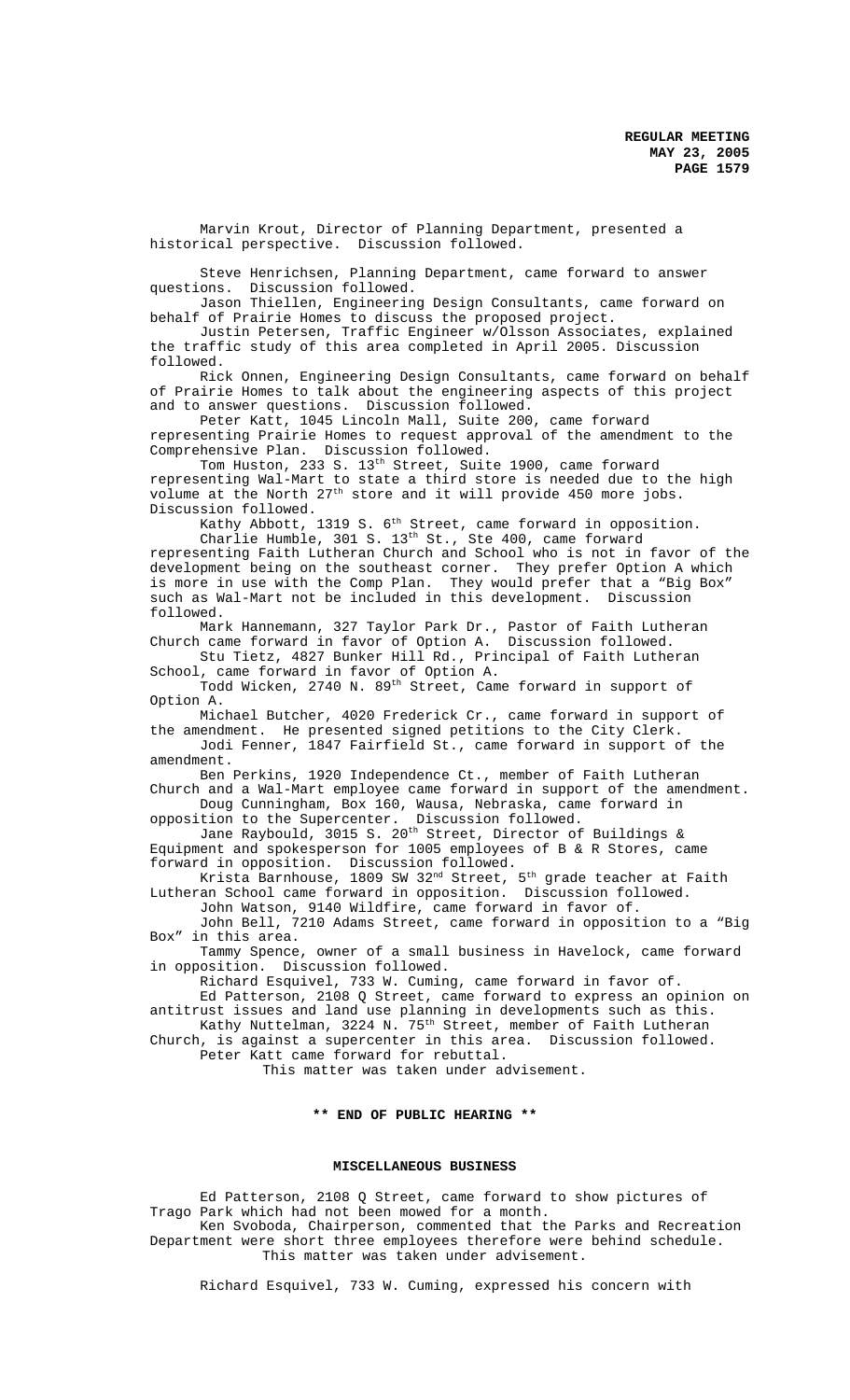Marvin Krout, Director of Planning Department, presented a historical perspective. Discussion followed.

Steve Henrichsen, Planning Department, came forward to answer questions. Discussion followed.

Jason Thiellen, Engineering Design Consultants, came forward on behalf of Prairie Homes to discuss the proposed project.

Justin Petersen, Traffic Engineer w/Olsson Associates, explained the traffic study of this area completed in April 2005. Discussion followed.

Rick Onnen, Engineering Design Consultants, came forward on behalf of Prairie Homes to talk about the engineering aspects of this project and to answer questions. Discussion followed.

Peter Katt, 1045 Lincoln Mall, Suite 200, came forward representing Prairie Homes to request approval of the amendment to the Comprehensive Plan. Discussion followed.

Tom Huston, 233 S. 13th Street, Suite 1900, came forward representing Wal-Mart to state a third store is needed due to the high volume at the North 27th store and it will provide 450 more jobs. Discussion followed.

Kathy Abbott, 1319 S. 6th Street, came forward in opposition.

Charlie Humble, 301 S. 13th St., Ste 400, came forward representing Faith Lutheran Church and School who is not in favor of the development being on the southeast corner. They prefer Option A which is more in use with the Comp Plan. They would prefer that a "Big Box" such as Wal-Mart not be included in this development. Discussion followed.

Mark Hannemann, 327 Taylor Park Dr., Pastor of Faith Lutheran Church came forward in favor of Option A. Discussion followed.

Stu Tietz, 4827 Bunker Hill Rd., Principal of Faith Lutheran School, came forward in favor of Option A.

Todd Wicken, 2740 N. 89th Street, Came forward in support of Option A.

Michael Butcher, 4020 Frederick Cr., came forward in support of the amendment. He presented signed petitions to the City Clerk.

Jodi Fenner, 1847 Fairfield St., came forward in support of the amendment.

Ben Perkins, 1920 Independence Ct., member of Faith Lutheran Church and a Wal-Mart employee came forward in support of the amendment.

Doug Cunningham, Box 160, Wausa, Nebraska, came forward in opposition to the Supercenter. Discussion followed.

Jane Raybould, 3015 S. 20th Street, Director of Buildings & Equipment and spokesperson for 1005 employees of B & R Stores, came forward in opposition. Discussion followed.

Krista Barnhouse, 1809 SW 32nd Street, 5th grade teacher at Faith Lutheran School came forward in opposition. Discussion followed.

John Watson, 9140 Wildfire, came forward in favor of.

John Bell, 7210 Adams Street, came forward in opposition to a "Big Box" in this area.

Tammy Spence, owner of a small business in Havelock, came forward in opposition. Discussion followed.

Richard Esquivel, 733 W. Cuming, came forward in favor of.

Ed Patterson, 2108 Q Street, came forward to express an opinion on antitrust issues and land use planning in developments such as this.

Kathy Nuttelman, 3224 N. 75th Street, member of Faith Lutheran Church, is against a supercenter in this area. Discussion followed.

Peter Katt came forward for rebuttal.

This matter was taken under advisement.

**\*\* END OF PUBLIC HEARING \*\***

**MISCELLANEOUS BUSINESS**

Ed Patterson, 2108 Q Street, came forward to show pictures of Trago Park which had not been mowed for a month.

Ken Svoboda, Chairperson, commented that the Parks and Recreation Department were short three employees therefore were behind schedule.

This matter was taken under advisement.

Richard Esquivel, 733 W. Cuming, expressed his concern with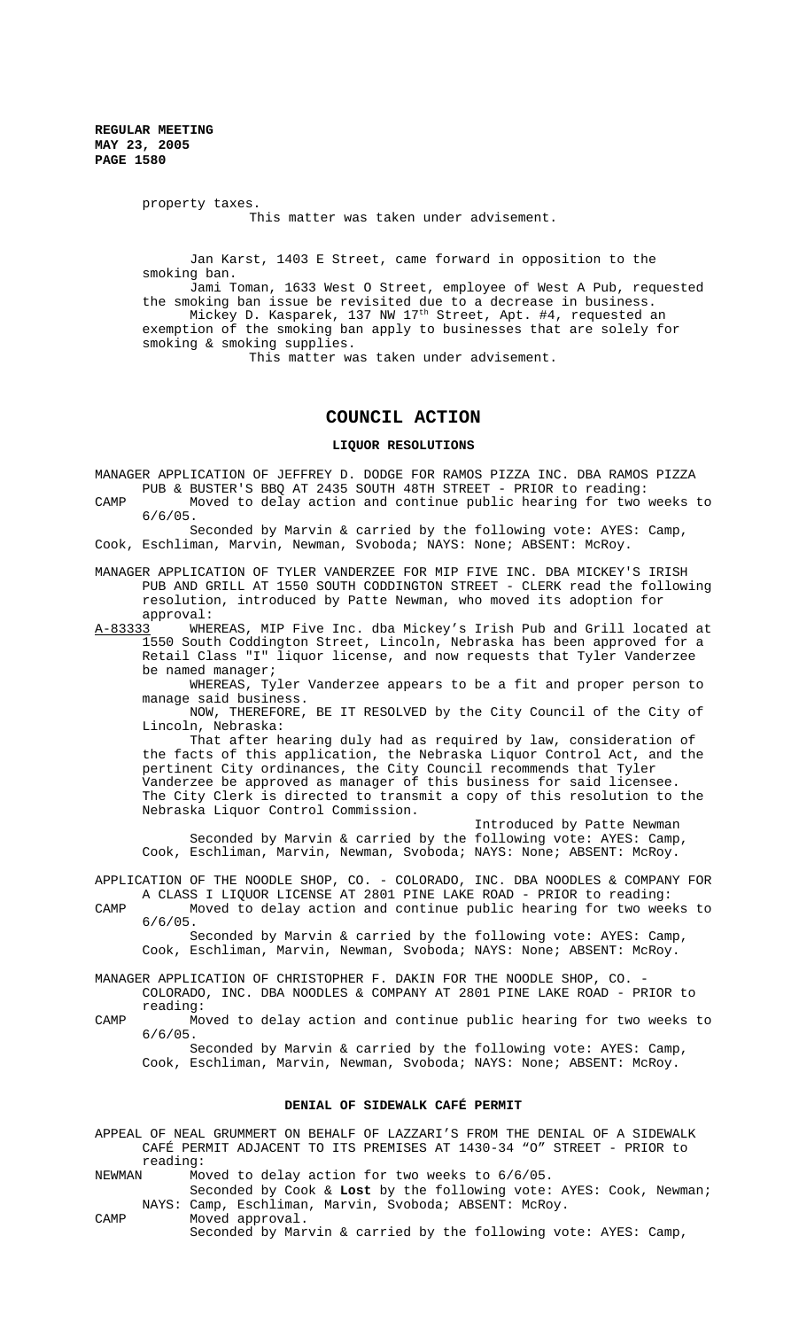property taxes.

This matter was taken under advisement.

Jan Karst, 1403 E Street, came forward in opposition to the smoking ban.

Jami Toman, 1633 West O Street, employee of West A Pub, requested the smoking ban issue be revisited due to a decrease in business.

Mickey D. Kasparek, 137 NW 17th Street, Apt. #4, requested an exemption of the smoking ban apply to businesses that are solely for smoking & smoking supplies.

This matter was taken under advisement.

## COUNCIL ACTION

### LIQUOR RESOLUTIONS

MANAGER APPLICATION OF JEFFREY D. DODGE FOR RAMOS PIZZA INC. DBA RAMOS PIZZA PUB & BUSTER'S BBQ AT 2435 SOUTH 48TH STREET - PRIOR to reading:

CAMP Moved to delay action and continue public hearing for two weeks to 6/6/05.

Seconded by Marvin & carried by the following vote: AYES: Camp, Cook, Eschliman, Marvin, Newman, Svoboda; NAYS: None; ABSENT: McRoy.

MANAGER APPLICATION OF TYLER VANDERZEE FOR MIP FIVE INC. DBA MICKEY'S IRISH PUB AND GRILL AT 1550 SOUTH CODDINGTON STREET - CLERK read the following resolution, introduced by Patte Newman, who moved its adoption for approval:

A-83333 WHEREAS, MIP Five Inc. dba Mickey's Irish Pub and Grill located at 1550 South Coddington Street, Lincoln, Nebraska has been approved for a Retail Class "I" liquor license, and now requests that Tyler Vanderzee be named manager;

WHEREAS, Tyler Vanderzee appears to be a fit and proper person to manage said business.

NOW, THEREFORE, BE IT RESOLVED by the City Council of the City of Lincoln, Nebraska:

That after hearing duly had as required by law, consideration of the facts of this application, the Nebraska Liquor Control Act, and the pertinent City ordinances, the City Council recommends that Tyler Vanderzee be approved as manager of this business for said licensee. The City Clerk is directed to transmit a copy of this resolution to the Nebraska Liquor Control Commission.

Introduced by Patte Newman

Seconded by Marvin & carried by the following vote: AYES: Camp, Cook, Eschliman, Marvin, Newman, Svoboda; NAYS: None; ABSENT: McRoy.

APPLICATION OF THE NOODLE SHOP, CO. - COLORADO, INC. DBA NOODLES & COMPANY FOR A CLASS I LIQUOR LICENSE AT 2801 PINE LAKE ROAD - PRIOR to reading:

CAMP Moved to delay action and continue public hearing for two weeks to 6/6/05.

Seconded by Marvin & carried by the following vote: AYES: Camp, Cook, Eschliman, Marvin, Newman, Svoboda; NAYS: None; ABSENT: McRoy.

MANAGER APPLICATION OF CHRISTOPHER F. DAKIN FOR THE NOODLE SHOP, CO. - COLORADO, INC. DBA NOODLES & COMPANY AT 2801 PINE LAKE ROAD - PRIOR to reading:

CAMP Moved to delay action and continue public hearing for two weeks to 6/6/05.

Seconded by Marvin & carried by the following vote: AYES: Camp, Cook, Eschliman, Marvin, Newman, Svoboda; NAYS: None; ABSENT: McRoy.

### DENIAL OF SIDEWALK CAFÉ PERMIT

APPEAL OF NEAL GRUMMERT ON BEHALF OF LAZZARI'S FROM THE DENIAL OF A SIDEWALK CAFÉ PERMIT ADJACENT TO ITS PREMISES AT 1430-34 "O" STREET - PRIOR to reading:

NEWMAN Moved to delay action for two weeks to 6/6/05.

Seconded by Cook & **Lost** by the following vote: AYES: Cook, Newman; NAYS: Camp, Eschliman, Marvin, Svoboda; ABSENT: McRoy.

CAMP Moved approval.

Seconded by Marvin & carried by the following vote: AYES: Camp,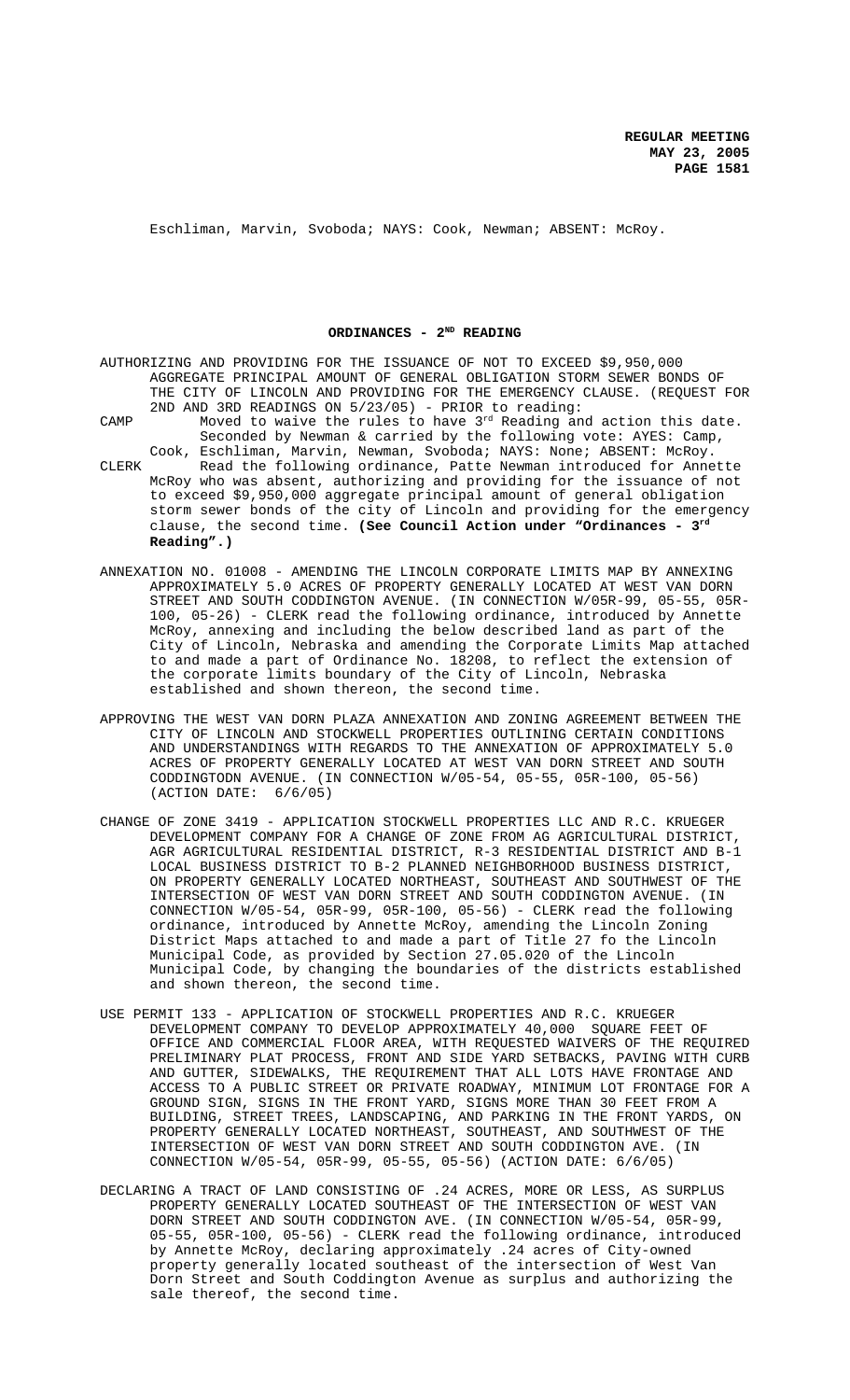Eschliman, Marvin, Svoboda; NAYS: Cook, Newman; ABSENT: McRoy.

## ORDINANCES - 2ND READING

AUTHORIZING AND PROVIDING FOR THE ISSUANCE OF NOT TO EXCEED $9,950,000 AGGREGATE PRINCIPAL AMOUNT OF GENERAL OBLIGATION STORM SEWER BONDS OF THE CITY OF LINCOLN AND PROVIDING FOR THE EMERGENCY CLAUSE. (REQUEST FOR 2ND AND 3RD READINGS ON 5/23/05) - PRIOR to reading:

CAMP Moved to waive the rules to have 3rd Reading and action this date. Seconded by Newman & carried by the following vote: AYES: Camp, Cook, Eschliman, Marvin, Newman, Svoboda; NAYS: None; ABSENT: McRoy.

CLERK Read the following ordinance, Patte Newman introduced for Annette McRoy who was absent, authorizing and providing for the issuance of not to exceed $9,950,000 aggregate principal amount of general obligation storm sewer bonds of the city of Lincoln and providing for the emergency clause, the second time. **(See Council Action under "Ordinances - 3rd Reading".)**

ANNEXATION NO. 01008 - AMENDING THE LINCOLN CORPORATE LIMITS MAP BY ANNEXING APPROXIMATELY 5.0 ACRES OF PROPERTY GENERALLY LOCATED AT WEST VAN DORN STREET AND SOUTH CODDINGTON AVENUE. (IN CONNECTION W/05R-99, 05-55, 05R-100, 05-26) - CLERK read the following ordinance, introduced by Annette McRoy, annexing and including the below described land as part of the City of Lincoln, Nebraska and amending the Corporate Limits Map attached to and made a part of Ordinance No. 18208, to reflect the extension of the corporate limits boundary of the City of Lincoln, Nebraska established and shown thereon, the second time.

APPROVING THE WEST VAN DORN PLAZA ANNEXATION AND ZONING AGREEMENT BETWEEN THE CITY OF LINCOLN AND STOCKWELL PROPERTIES OUTLINING CERTAIN CONDITIONS AND UNDERSTANDINGS WITH REGARDS TO THE ANNEXATION OF APPROXIMATELY 5.0 ACRES OF PROPERTY GENERALLY LOCATED AT WEST VAN DORN STREET AND SOUTH CODDINGTODN AVENUE. (IN CONNECTION W/05-54, 05-55, 05R-100, 05-56) (ACTION DATE: 6/6/05)

CHANGE OF ZONE 3419 - APPLICATION STOCKWELL PROPERTIES LLC AND R.C. KRUEGER DEVELOPMENT COMPANY FOR A CHANGE OF ZONE FROM AG AGRICULTURAL DISTRICT, AGR AGRICULTURAL RESIDENTIAL DISTRICT, R-3 RESIDENTIAL DISTRICT AND B-1 LOCAL BUSINESS DISTRICT TO B-2 PLANNED NEIGHBORHOOD BUSINESS DISTRICT, ON PROPERTY GENERALLY LOCATED NORTHEAST, SOUTHEAST AND SOUTHWEST OF THE INTERSECTION OF WEST VAN DORN STREET AND SOUTH CODDINGTON AVENUE. (IN CONNECTION W/05-54, 05R-99, 05R-100, 05-56) - CLERK read the following ordinance, introduced by Annette McRoy, amending the Lincoln Zoning District Maps attached to and made a part of Title 27 fo the Lincoln Municipal Code, as provided by Section 27.05.020 of the Lincoln Municipal Code, by changing the boundaries of the districts established and shown thereon, the second time.

USE PERMIT 133 - APPLICATION OF STOCKWELL PROPERTIES AND R.C. KRUEGER DEVELOPMENT COMPANY TO DEVELOP APPROXIMATELY 40,000 SQUARE FEET OF OFFICE AND COMMERCIAL FLOOR AREA, WITH REQUESTED WAIVERS OF THE REQUIRED PRELIMINARY PLAT PROCESS, FRONT AND SIDE YARD SETBACKS, PAVING WITH CURB AND GUTTER, SIDEWALKS, THE REQUIREMENT THAT ALL LOTS HAVE FRONTAGE AND ACCESS TO A PUBLIC STREET OR PRIVATE ROADWAY, MINIMUM LOT FRONTAGE FOR A GROUND SIGN, SIGNS IN THE FRONT YARD, SIGNS MORE THAN 30 FEET FROM A BUILDING, STREET TREES, LANDSCAPING, AND PARKING IN THE FRONT YARDS, ON PROPERTY GENERALLY LOCATED NORTHEAST, SOUTHEAST, AND SOUTHWEST OF THE INTERSECTION OF WEST VAN DORN STREET AND SOUTH CODDINGTON AVE. (IN CONNECTION W/05-54, 05R-99, 05-55, 05-56) (ACTION DATE: 6/6/05)

DECLARING A TRACT OF LAND CONSISTING OF .24 ACRES, MORE OR LESS, AS SURPLUS PROPERTY GENERALLY LOCATED SOUTHEAST OF THE INTERSECTION OF WEST VAN DORN STREET AND SOUTH CODDINGTON AVE. (IN CONNECTION W/05-54, 05R-99, 05-55, 05R-100, 05-56) - CLERK read the following ordinance, introduced by Annette McRoy, declaring approximately .24 acres of City-owned property generally located southeast of the intersection of West Van Dorn Street and South Coddington Avenue as surplus and authorizing the sale thereof, the second time.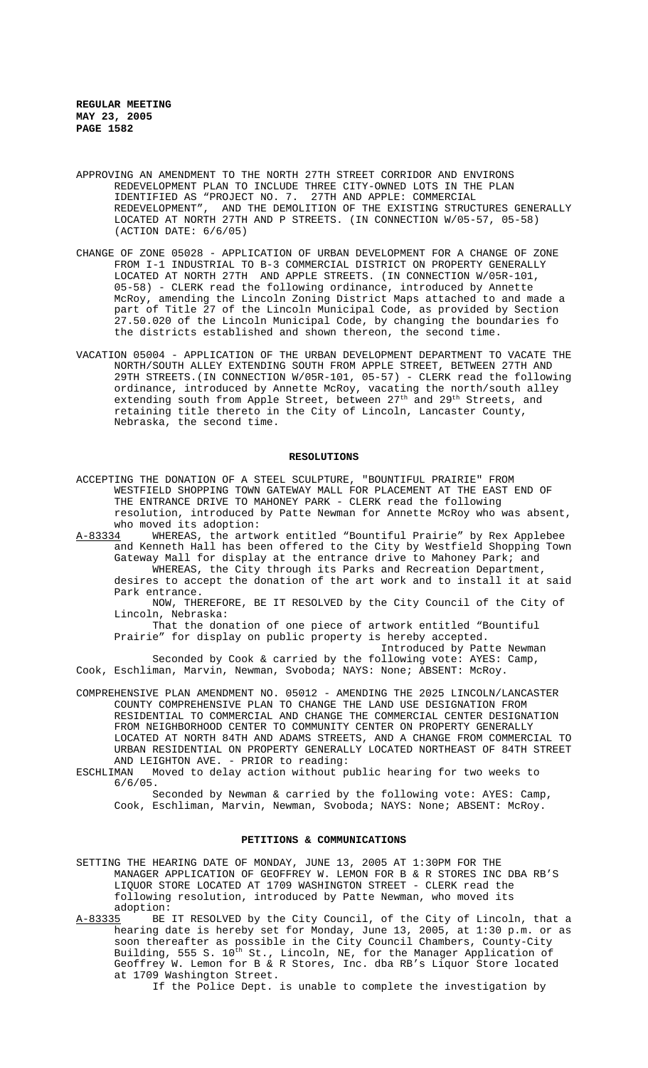APPROVING AN AMENDMENT TO THE NORTH 27TH STREET CORRIDOR AND ENVIRONS REDEVELOPMENT PLAN TO INCLUDE THREE CITY-OWNED LOTS IN THE PLAN IDENTIFIED AS "PROJECT NO. 7. 27TH AND APPLE: COMMERCIAL REDEVELOPMENT", AND THE DEMOLITION OF THE EXISTING STRUCTURES GENERALLY LOCATED AT NORTH 27TH AND P STREETS. (IN CONNECTION W/05-57, 05-58) (ACTION DATE: 6/6/05)

CHANGE OF ZONE 05028 - APPLICATION OF URBAN DEVELOPMENT FOR A CHANGE OF ZONE FROM I-1 INDUSTRIAL TO B-3 COMMERCIAL DISTRICT ON PROPERTY GENERALLY LOCATED AT NORTH 27TH AND APPLE STREETS. (IN CONNECTION W/05R-101, 05-58) - CLERK read the following ordinance, introduced by Annette McRoy, amending the Lincoln Zoning District Maps attached to and made a part of Title 27 of the Lincoln Municipal Code, as provided by Section 27.50.020 of the Lincoln Municipal Code, by changing the boundaries fo the districts established and shown thereon, the second time.

VACATION 05004 - APPLICATION OF THE URBAN DEVELOPMENT DEPARTMENT TO VACATE THE NORTH/SOUTH ALLEY EXTENDING SOUTH FROM APPLE STREET, BETWEEN 27TH AND 29TH STREETS.(IN CONNECTION W/05R-101, 05-57) - CLERK read the following ordinance, introduced by Annette McRoy, vacating the north/south alley extending south from Apple Street, between 27th and 29th Streets, and retaining title thereto in the City of Lincoln, Lancaster County, Nebraska, the second time.

## RESOLUTIONS

ACCEPTING THE DONATION OF A STEEL SCULPTURE, "BOUNTIFUL PRAIRIE" FROM WESTFIELD SHOPPING TOWN GATEWAY MALL FOR PLACEMENT AT THE EAST END OF THE ENTRANCE DRIVE TO MAHONEY PARK - CLERK read the following resolution, introduced by Patte Newman for Annette McRoy who was absent, who moved its adoption:

A-83334 WHEREAS, the artwork entitled "Bountiful Prairie" by Rex Applebee and Kenneth Hall has been offered to the City by Westfield Shopping Town Gateway Mall for display at the entrance drive to Mahoney Park; and

WHEREAS, the City through its Parks and Recreation Department, desires to accept the donation of the art work and to install it at said Park entrance.

NOW, THEREFORE, BE IT RESOLVED by the City Council of the City of Lincoln, Nebraska:

That the donation of one piece of artwork entitled "Bountiful Prairie" for display on public property is hereby accepted.

Introduced by Patte Newman

Seconded by Cook & carried by the following vote: AYES: Camp, Cook, Eschliman, Marvin, Newman, Svoboda; NAYS: None; ABSENT: McRoy.

COMPREHENSIVE PLAN AMENDMENT NO. 05012 - AMENDING THE 2025 LINCOLN/LANCASTER COUNTY COMPREHENSIVE PLAN TO CHANGE THE LAND USE DESIGNATION FROM RESIDENTIAL TO COMMERCIAL AND CHANGE THE COMMERCIAL CENTER DESIGNATION FROM NEIGHBORHOOD CENTER TO COMMUNITY CENTER ON PROPERTY GENERALLY LOCATED AT NORTH 84TH AND ADAMS STREETS, AND A CHANGE FROM COMMERCIAL TO URBAN RESIDENTIAL ON PROPERTY GENERALLY LOCATED NORTHEAST OF 84TH STREET AND LEIGHTON AVE. - PRIOR to reading:

ESCHLIMAN Moved to delay action without public hearing for two weeks to 6/6/05.

Seconded by Newman & carried by the following vote: AYES: Camp, Cook, Eschliman, Marvin, Newman, Svoboda; NAYS: None; ABSENT: McRoy.

## PETITIONS & COMMUNICATIONS

SETTING THE HEARING DATE OF MONDAY, JUNE 13, 2005 AT 1:30PM FOR THE MANAGER APPLICATION OF GEOFFREY W. LEMON FOR B & R STORES INC DBA RB'S LIQUOR STORE LOCATED AT 1709 WASHINGTON STREET - CLERK read the following resolution, introduced by Patte Newman, who moved its adoption:

A-83335 BE IT RESOLVED by the City Council, of the City of Lincoln, that a hearing date is hereby set for Monday, June 13, 2005, at 1:30 p.m. or as soon thereafter as possible in the City Council Chambers, County-City Building, 555 S. 10th St., Lincoln, NE, for the Manager Application of Geoffrey W. Lemon for B & R Stores, Inc. dba RB's Liquor Store located at 1709 Washington Street.

If the Police Dept. is unable to complete the investigation by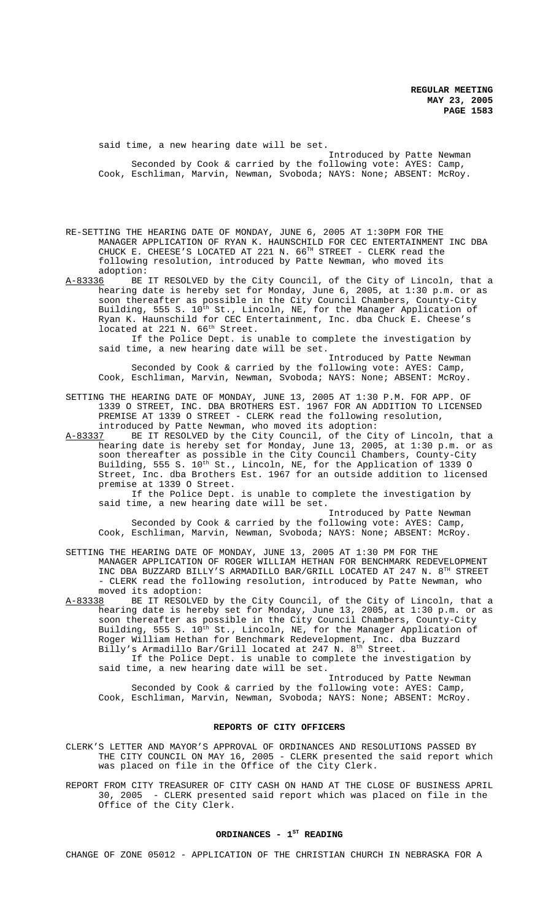said time, a new hearing date will be set.

Introduced by Patte Newman

Seconded by Cook & carried by the following vote: AYES: Camp, Cook, Eschliman, Marvin, Newman, Svoboda; NAYS: None; ABSENT: McRoy.

RE-SETTING THE HEARING DATE OF MONDAY, JUNE 6, 2005 AT 1:30PM FOR THE MANAGER APPLICATION OF RYAN K. HAUNSCHILD FOR CEC ENTERTAINMENT INC DBA CHUCK E. CHEESE'S LOCATED AT 221 N. 66TH STREET - CLERK read the following resolution, introduced by Patte Newman, who moved its adoption:

A-83336 BE IT RESOLVED by the City Council, of the City of Lincoln, that a hearing date is hereby set for Monday, June 6, 2005, at 1:30 p.m. or as soon thereafter as possible in the City Council Chambers, County-City Building, 555 S. 10th St., Lincoln, NE, for the Manager Application of Ryan K. Haunschild for CEC Entertainment, Inc. dba Chuck E. Cheese's located at 221 N. 66th Street.

If the Police Dept. is unable to complete the investigation by said time, a new hearing date will be set.

Introduced by Patte Newman

Seconded by Cook & carried by the following vote: AYES: Camp, Cook, Eschliman, Marvin, Newman, Svoboda; NAYS: None; ABSENT: McRoy.

SETTING THE HEARING DATE OF MONDAY, JUNE 13, 2005 AT 1:30 P.M. FOR APP. OF 1339 O STREET, INC. DBA BROTHERS EST. 1967 FOR AN ADDITION TO LICENSED PREMISE AT 1339 O STREET - CLERK read the following resolution, introduced by Patte Newman, who moved its adoption:

A-83337 BE IT RESOLVED by the City Council, of the City of Lincoln, that a hearing date is hereby set for Monday, June 13, 2005, at 1:30 p.m. or as soon thereafter as possible in the City Council Chambers, County-City Building, 555 S. 10th St., Lincoln, NE, for the Application of 1339 O Street, Inc. dba Brothers Est. 1967 for an outside addition to licensed premise at 1339 O Street.

If the Police Dept. is unable to complete the investigation by said time, a new hearing date will be set.

Introduced by Patte Newman

Seconded by Cook & carried by the following vote: AYES: Camp, Cook, Eschliman, Marvin, Newman, Svoboda; NAYS: None; ABSENT: McRoy.

SETTING THE HEARING DATE OF MONDAY, JUNE 13, 2005 AT 1:30 PM FOR THE MANAGER APPLICATION OF ROGER WILLIAM HETHAN FOR BENCHMARK REDEVELOPMENT INC DBA BUZZARD BILLY'S ARMADILLO BAR/GRILL LOCATED AT 247 N. 8TH STREET - CLERK read the following resolution, introduced by Patte Newman, who moved its adoption:

A-83338 BE IT RESOLVED by the City Council, of the City of Lincoln, that a hearing date is hereby set for Monday, June 13, 2005, at 1:30 p.m. or as soon thereafter as possible in the City Council Chambers, County-City Building, 555 S. 10th St., Lincoln, NE, for the Manager Application of Roger William Hethan for Benchmark Redevelopment, Inc. dba Buzzard Billy's Armadillo Bar/Grill located at 247 N. 8th Street.

If the Police Dept. is unable to complete the investigation by said time, a new hearing date will be set.

Introduced by Patte Newman

Seconded by Cook & carried by the following vote: AYES: Camp, Cook, Eschliman, Marvin, Newman, Svoboda; NAYS: None; ABSENT: McRoy.

## REPORTS OF CITY OFFICERS

CLERK'S LETTER AND MAYOR'S APPROVAL OF ORDINANCES AND RESOLUTIONS PASSED BY THE CITY COUNCIL ON MAY 16, 2005 - CLERK presented the said report which was placed on file in the Office of the City Clerk.

REPORT FROM CITY TREASURER OF CITY CASH ON HAND AT THE CLOSE OF BUSINESS APRIL 30, 2005 - CLERK presented said report which was placed on file in the Office of the City Clerk.

## ORDINANCES - 1ST READING

CHANGE OF ZONE 05012 - APPLICATION OF THE CHRISTIAN CHURCH IN NEBRASKA FOR A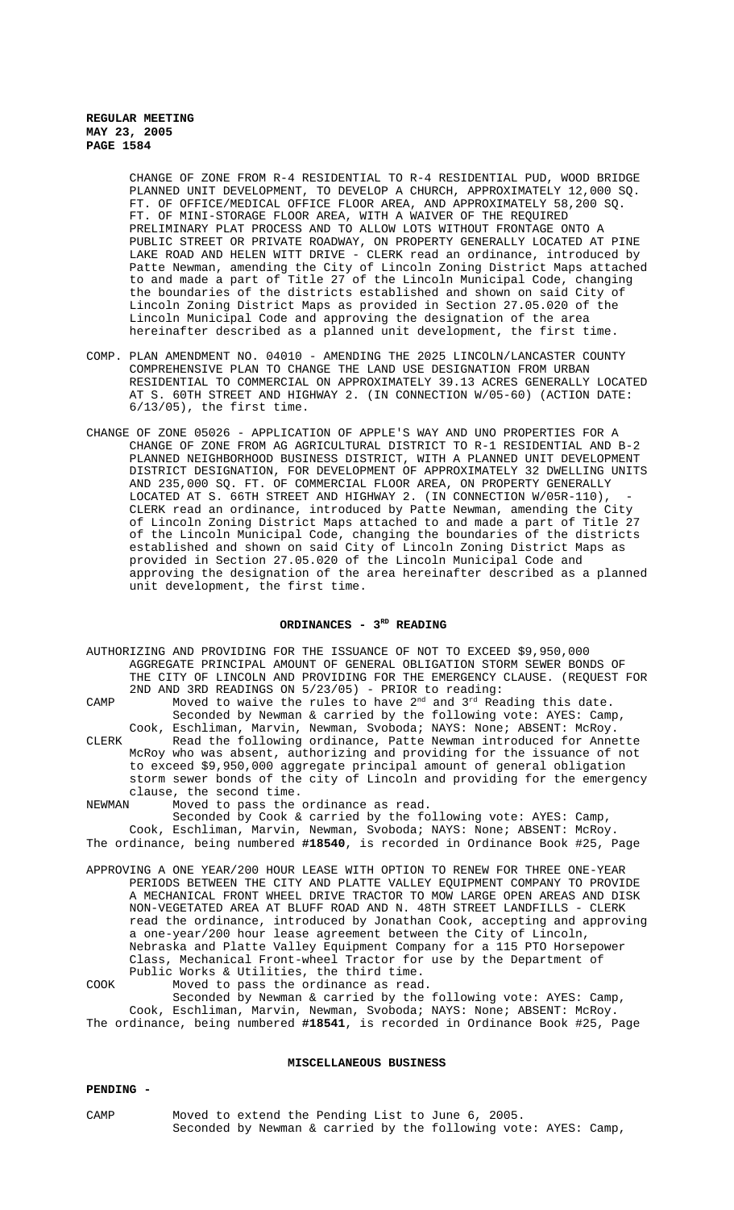CHANGE OF ZONE FROM R-4 RESIDENTIAL TO R-4 RESIDENTIAL PUD, WOOD BRIDGE PLANNED UNIT DEVELOPMENT, TO DEVELOP A CHURCH, APPROXIMATELY 12,000 SQ. FT. OF OFFICE/MEDICAL OFFICE FLOOR AREA, AND APPROXIMATELY 58,200 SQ. FT. OF MINI-STORAGE FLOOR AREA, WITH A WAIVER OF THE REQUIRED PRELIMINARY PLAT PROCESS AND TO ALLOW LOTS WITHOUT FRONTAGE ONTO A PUBLIC STREET OR PRIVATE ROADWAY, ON PROPERTY GENERALLY LOCATED AT PINE LAKE ROAD AND HELEN WITT DRIVE - CLERK read an ordinance, introduced by Patte Newman, amending the City of Lincoln Zoning District Maps attached to and made a part of Title 27 of the Lincoln Municipal Code, changing the boundaries of the districts established and shown on said City of Lincoln Zoning District Maps as provided in Section 27.05.020 of the Lincoln Municipal Code and approving the designation of the area hereinafter described as a planned unit development, the first time.

COMP. PLAN AMENDMENT NO. 04010 - AMENDING THE 2025 LINCOLN/LANCASTER COUNTY COMPREHENSIVE PLAN TO CHANGE THE LAND USE DESIGNATION FROM URBAN RESIDENTIAL TO COMMERCIAL ON APPROXIMATELY 39.13 ACRES GENERALLY LOCATED AT S. 60TH STREET AND HIGHWAY 2. (IN CONNECTION W/05-60) (ACTION DATE: 6/13/05), the first time.

CHANGE OF ZONE 05026 - APPLICATION OF APPLE'S WAY AND UNO PROPERTIES FOR A CHANGE OF ZONE FROM AG AGRICULTURAL DISTRICT TO R-1 RESIDENTIAL AND B-2 PLANNED NEIGHBORHOOD BUSINESS DISTRICT, WITH A PLANNED UNIT DEVELOPMENT DISTRICT DESIGNATION, FOR DEVELOPMENT OF APPROXIMATELY 32 DWELLING UNITS AND 235,000 SQ. FT. OF COMMERCIAL FLOOR AREA, ON PROPERTY GENERALLY LOCATED AT S. 66TH STREET AND HIGHWAY 2. (IN CONNECTION W/05R-110), - CLERK read an ordinance, introduced by Patte Newman, amending the City of Lincoln Zoning District Maps attached to and made a part of Title 27 of the Lincoln Municipal Code, changing the boundaries of the districts established and shown on said City of Lincoln Zoning District Maps as provided in Section 27.05.020 of the Lincoln Municipal Code and approving the designation of the area hereinafter described as a planned unit development, the first time.

## ORDINANCES - 3RD READING

AUTHORIZING AND PROVIDING FOR THE ISSUANCE OF NOT TO EXCEED $9,950,000 AGGREGATE PRINCIPAL AMOUNT OF GENERAL OBLIGATION STORM SEWER BONDS OF THE CITY OF LINCOLN AND PROVIDING FOR THE EMERGENCY CLAUSE. (REQUEST FOR 2ND AND 3RD READINGS ON 5/23/05) - PRIOR to reading:

CAMP Moved to waive the rules to have 2nd and 3rd Reading this date.
Seconded by Newman & carried by the following vote: AYES: Camp, Cook, Eschliman, Marvin, Newman, Svoboda; NAYS: None; ABSENT: McRoy.

CLERK Read the following ordinance, Patte Newman introduced for Annette McRoy who was absent, authorizing and providing for the issuance of not to exceed $9,950,000 aggregate principal amount of general obligation storm sewer bonds of the city of Lincoln and providing for the emergency clause, the second time.

NEWMAN Moved to pass the ordinance as read.
Seconded by Cook & carried by the following vote: AYES: Camp, Cook, Eschliman, Marvin, Newman, Svoboda; NAYS: None; ABSENT: McRoy.

The ordinance, being numbered **#18540**, is recorded in Ordinance Book #25, Page

APPROVING A ONE YEAR/200 HOUR LEASE WITH OPTION TO RENEW FOR THREE ONE-YEAR PERIODS BETWEEN THE CITY AND PLATTE VALLEY EQUIPMENT COMPANY TO PROVIDE A MECHANICAL FRONT WHEEL DRIVE TRACTOR TO MOW LARGE OPEN AREAS AND DISK NON-VEGETATED AREA AT BLUFF ROAD AND N. 48TH STREET LANDFILLS - CLERK read the ordinance, introduced by Jonathan Cook, accepting and approving a one-year/200 hour lease agreement between the City of Lincoln, Nebraska and Platte Valley Equipment Company for a 115 PTO Horsepower Class, Mechanical Front-wheel Tractor for use by the Department of Public Works & Utilities, the third time.

COOK Moved to pass the ordinance as read.
Seconded by Newman & carried by the following vote: AYES: Camp, Cook, Eschliman, Marvin, Newman, Svoboda; NAYS: None; ABSENT: McRoy.

The ordinance, being numbered **#18541**, is recorded in Ordinance Book #25, Page

## MISCELLANEOUS BUSINESS

**PENDING -**

CAMP Moved to extend the Pending List to June 6, 2005.
Seconded by Newman & carried by the following vote: AYES: Camp,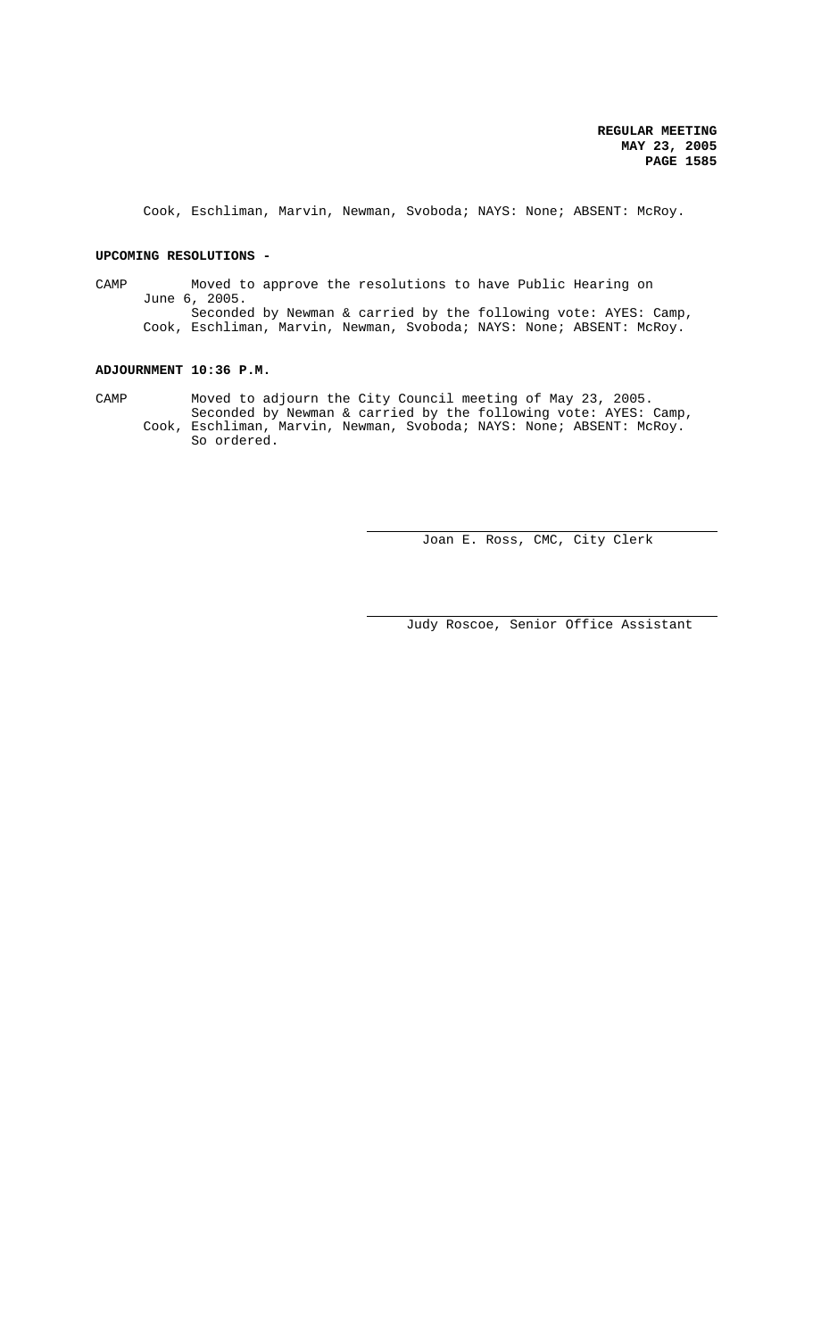Cook, Eschliman, Marvin, Newman, Svoboda; NAYS: None; ABSENT: McRoy.

**UPCOMING RESOLUTIONS -**

CAMP Moved to approve the resolutions to have Public Hearing on June 6, 2005.
Seconded by Newman & carried by the following vote: AYES: Camp, Cook, Eschliman, Marvin, Newman, Svoboda; NAYS: None; ABSENT: McRoy.

**ADJOURNMENT 10:36 P.M.**

CAMP Moved to adjourn the City Council meeting of May 23, 2005.
Seconded by Newman & carried by the following vote: AYES: Camp, Cook, Eschliman, Marvin, Newman, Svoboda; NAYS: None; ABSENT: McRoy.
So ordered.

Joan E. Ross, CMC, City Clerk

Judy Roscoe, Senior Office Assistant